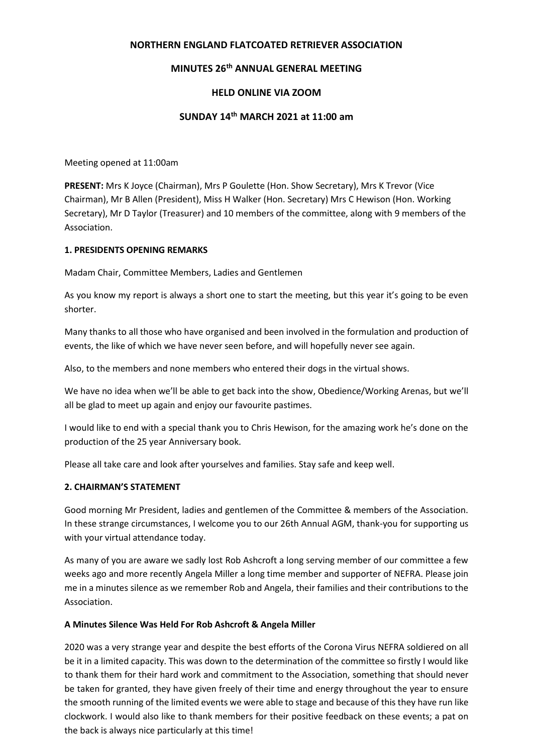**NORTHERN ENGLAND FLATCOATED RETRIEVER ASSOCIATION**

**MINUTES 26th ANNUAL GENERAL MEETING**

**HELD ONLINE VIA ZOOM**

**SUNDAY 14th MARCH 2021 at 11:00 am**

Meeting opened at 11:00am

**PRESENT:** Mrs K Joyce (Chairman), Mrs P Goulette (Hon. Show Secretary), Mrs K Trevor (Vice Chairman), Mr B Allen (President), Miss H Walker (Hon. Secretary) Mrs C Hewison (Hon. Working Secretary), Mr D Taylor (Treasurer) and 10 members of the committee, along with 9 members of the Association.

**1. PRESIDENTS OPENING REMARKS**

Madam Chair, Committee Members, Ladies and Gentlemen

As you know my report is always a short one to start the meeting, but this year it's going to be even shorter.

Many thanks to all those who have organised and been involved in the formulation and production of events, the like of which we have never seen before, and will hopefully never see again.

Also, to the members and none members who entered their dogs in the virtual shows.

We have no idea when we'll be able to get back into the show, Obedience/Working Arenas, but we'll all be glad to meet up again and enjoy our favourite pastimes.

I would like to end with a special thank you to Chris Hewison, for the amazing work he's done on the production of the 25 year Anniversary book.

Please all take care and look after yourselves and families. Stay safe and keep well.

**2. CHAIRMAN'S STATEMENT**

Good morning Mr President, ladies and gentlemen of the Committee & members of the Association. In these strange circumstances, I welcome you to our 26th Annual AGM, thank-you for supporting us with your virtual attendance today.

As many of you are aware we sadly lost Rob Ashcroft a long serving member of our committee a few weeks ago and more recently Angela Miller a long time member and supporter of NEFRA. Please join me in a minutes silence as we remember Rob and Angela, their families and their contributions to the Association.

**A Minutes Silence Was Held For Rob Ashcroft & Angela Miller**

2020 was a very strange year and despite the best efforts of the Corona Virus NEFRA soldiered on all be it in a limited capacity. This was down to the determination of the committee so firstly I would like to thank them for their hard work and commitment to the Association, something that should never be taken for granted, they have given freely of their time and energy throughout the year to ensure the smooth running of the limited events we were able to stage and because of this they have run like clockwork. I would also like to thank members for their positive feedback on these events; a pat on the back is always nice particularly at this time!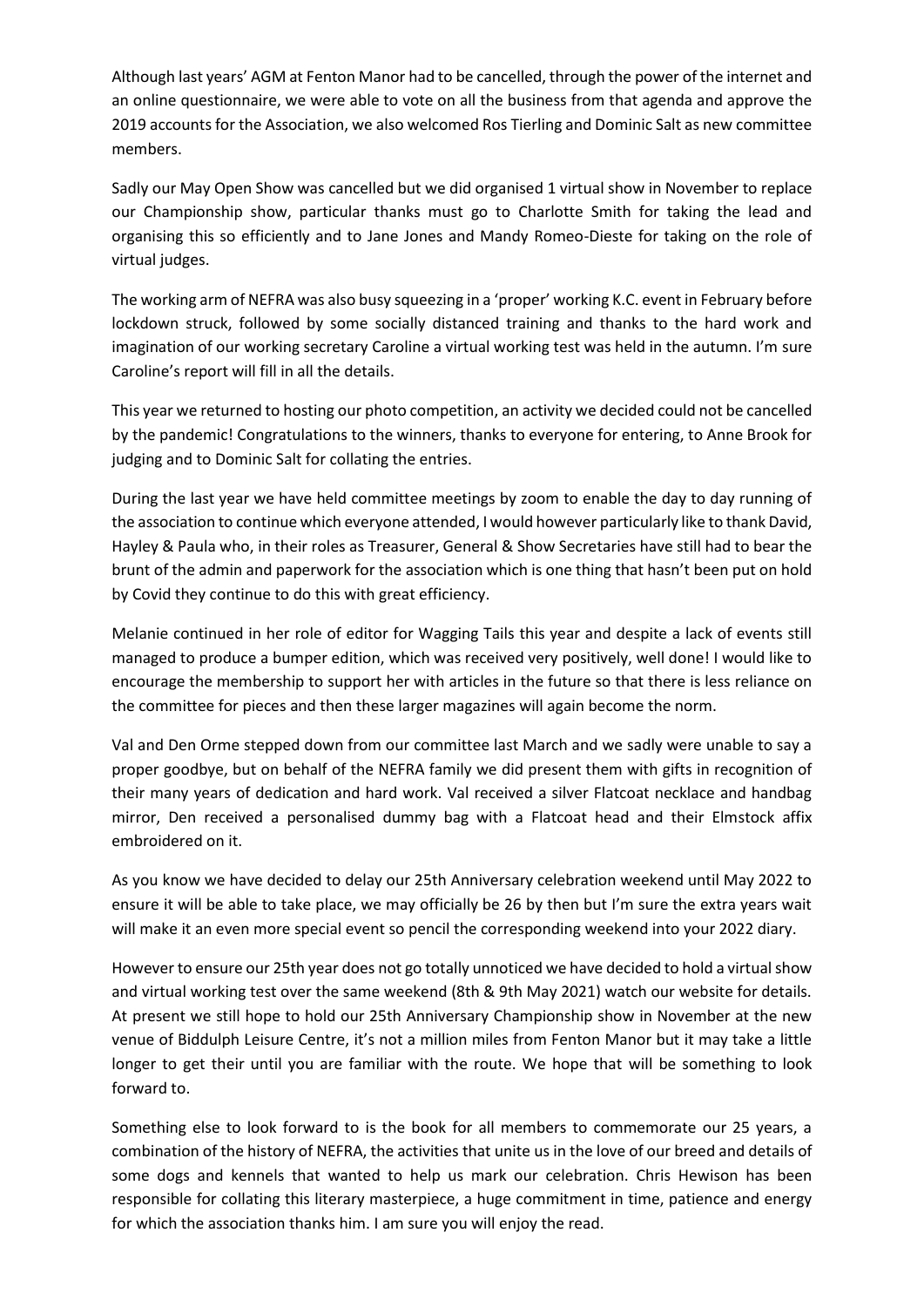Although last years' AGM at Fenton Manor had to be cancelled, through the power of the internet and an online questionnaire, we were able to vote on all the business from that agenda and approve the 2019 accounts for the Association, we also welcomed Ros Tierling and Dominic Salt as new committee members.

Sadly our May Open Show was cancelled but we did organised 1 virtual show in November to replace our Championship show, particular thanks must go to Charlotte Smith for taking the lead and organising this so efficiently and to Jane Jones and Mandy Romeo-Dieste for taking on the role of virtual judges.

The working arm of NEFRA was also busy squeezing in a 'proper' working K.C. event in February before lockdown struck, followed by some socially distanced training and thanks to the hard work and imagination of our working secretary Caroline a virtual working test was held in the autumn. I'm sure Caroline's report will fill in all the details.

This year we returned to hosting our photo competition, an activity we decided could not be cancelled by the pandemic! Congratulations to the winners, thanks to everyone for entering, to Anne Brook for judging and to Dominic Salt for collating the entries.

During the last year we have held committee meetings by zoom to enable the day to day running of the association to continue which everyone attended, I would however particularly like to thank David, Hayley & Paula who, in their roles as Treasurer, General & Show Secretaries have still had to bear the brunt of the admin and paperwork for the association which is one thing that hasn't been put on hold by Covid they continue to do this with great efficiency.

Melanie continued in her role of editor for Wagging Tails this year and despite a lack of events still managed to produce a bumper edition, which was received very positively, well done! I would like to encourage the membership to support her with articles in the future so that there is less reliance on the committee for pieces and then these larger magazines will again become the norm.

Val and Den Orme stepped down from our committee last March and we sadly were unable to say a proper goodbye, but on behalf of the NEFRA family we did present them with gifts in recognition of their many years of dedication and hard work. Val received a silver Flatcoat necklace and handbag mirror, Den received a personalised dummy bag with a Flatcoat head and their Elmstock affix embroidered on it.

As you know we have decided to delay our 25th Anniversary celebration weekend until May 2022 to ensure it will be able to take place, we may officially be 26 by then but I'm sure the extra years wait will make it an even more special event so pencil the corresponding weekend into your 2022 diary.

However to ensure our 25th year does not go totally unnoticed we have decided to hold a virtual show and virtual working test over the same weekend (8th & 9th May 2021) watch our website for details. At present we still hope to hold our 25th Anniversary Championship show in November at the new venue of Biddulph Leisure Centre, it's not a million miles from Fenton Manor but it may take a little longer to get their until you are familiar with the route. We hope that will be something to look forward to.

Something else to look forward to is the book for all members to commemorate our 25 years, a combination of the history of NEFRA, the activities that unite us in the love of our breed and details of some dogs and kennels that wanted to help us mark our celebration. Chris Hewison has been responsible for collating this literary masterpiece, a huge commitment in time, patience and energy for which the association thanks him. I am sure you will enjoy the read.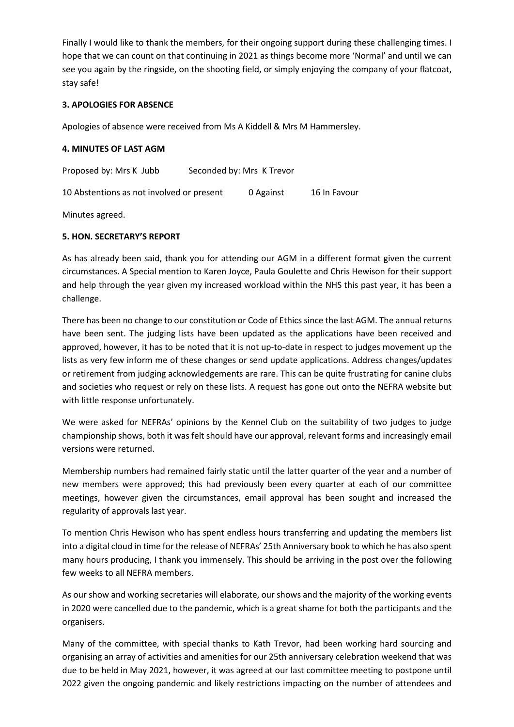Finally I would like to thank the members, for their ongoing support during these challenging times. I hope that we can count on that continuing in 2021 as things become more 'Normal' and until we can see you again by the ringside, on the shooting field, or simply enjoying the company of your flatcoat, stay safe!

**3. APOLOGIES FOR ABSENCE**

Apologies of absence were received from Ms A Kiddell & Mrs M Hammersley.

**4. MINUTES OF LAST AGM**

Proposed by: Mrs K Jubb    Seconded by: Mrs K Trevor

10 Abstentions as not involved or present    0 Against    16 In Favour

Minutes agreed.

**5. HON. SECRETARY'S REPORT**

As has already been said, thank you for attending our AGM in a different format given the current circumstances. A Special mention to Karen Joyce, Paula Goulette and Chris Hewison for their support and help through the year given my increased workload within the NHS this past year, it has been a challenge.

There has been no change to our constitution or Code of Ethics since the last AGM. The annual returns have been sent. The judging lists have been updated as the applications have been received and approved, however, it has to be noted that it is not up-to-date in respect to judges movement up the lists as very few inform me of these changes or send update applications. Address changes/updates or retirement from judging acknowledgements are rare. This can be quite frustrating for canine clubs and societies who request or rely on these lists. A request has gone out onto the NEFRA website but with little response unfortunately.

We were asked for NEFRAs' opinions by the Kennel Club on the suitability of two judges to judge championship shows, both it was felt should have our approval, relevant forms and increasingly email versions were returned.

Membership numbers had remained fairly static until the latter quarter of the year and a number of new members were approved; this had previously been every quarter at each of our committee meetings, however given the circumstances, email approval has been sought and increased the regularity of approvals last year.

To mention Chris Hewison who has spent endless hours transferring and updating the members list into a digital cloud in time for the release of NEFRAs' 25th Anniversary book to which he has also spent many hours producing, I thank you immensely. This should be arriving in the post over the following few weeks to all NEFRA members.

As our show and working secretaries will elaborate, our shows and the majority of the working events in 2020 were cancelled due to the pandemic, which is a great shame for both the participants and the organisers.

Many of the committee, with special thanks to Kath Trevor, had been working hard sourcing and organising an array of activities and amenities for our 25th anniversary celebration weekend that was due to be held in May 2021, however, it was agreed at our last committee meeting to postpone until 2022 given the ongoing pandemic and likely restrictions impacting on the number of attendees and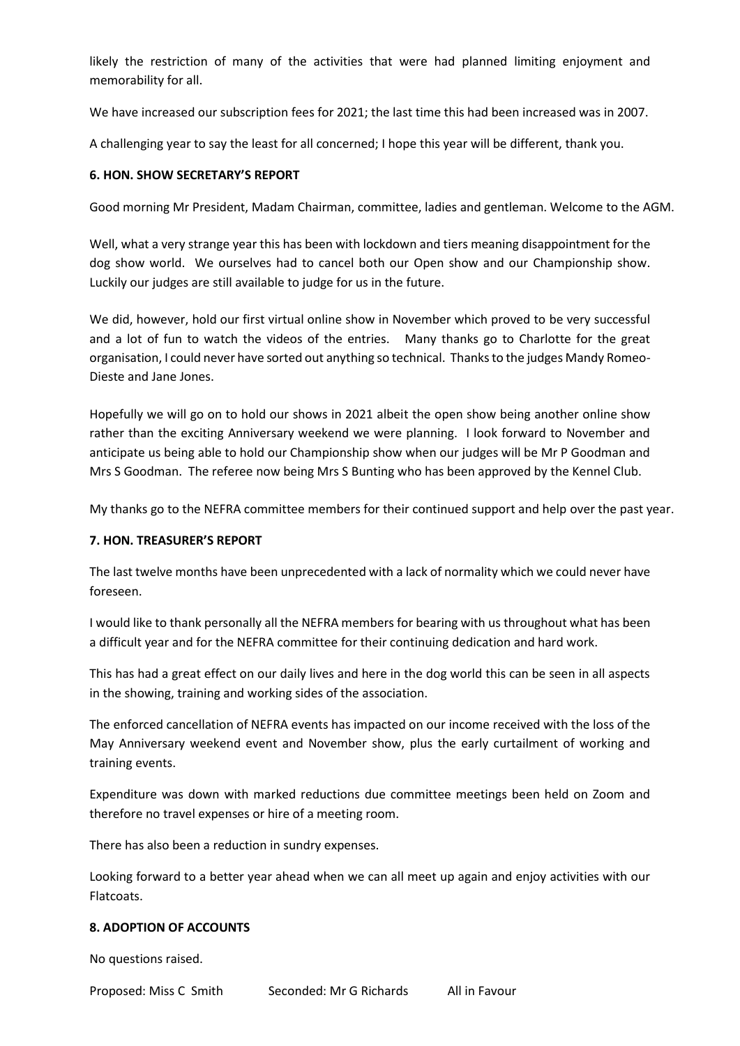likely the restriction of many of the activities that were had planned limiting enjoyment and memorability for all.

We have increased our subscription fees for 2021; the last time this had been increased was in 2007.

A challenging year to say the least for all concerned; I hope this year will be different, thank you.

### 6. HON. SHOW SECRETARY'S REPORT

Good morning Mr President, Madam Chairman, committee, ladies and gentleman. Welcome to the AGM.

Well, what a very strange year this has been with lockdown and tiers meaning disappointment for the dog show world. We ourselves had to cancel both our Open show and our Championship show. Luckily our judges are still available to judge for us in the future.

We did, however, hold our first virtual online show in November which proved to be very successful and a lot of fun to watch the videos of the entries. Many thanks go to Charlotte for the great organisation, I could never have sorted out anything so technical. Thanks to the judges Mandy Romeo-Dieste and Jane Jones.

Hopefully we will go on to hold our shows in 2021 albeit the open show being another online show rather than the exciting Anniversary weekend we were planning. I look forward to November and anticipate us being able to hold our Championship show when our judges will be Mr P Goodman and Mrs S Goodman. The referee now being Mrs S Bunting who has been approved by the Kennel Club.

My thanks go to the NEFRA committee members for their continued support and help over the past year.

### 7. HON. TREASURER'S REPORT

The last twelve months have been unprecedented with a lack of normality which we could never have foreseen.

I would like to thank personally all the NEFRA members for bearing with us throughout what has been a difficult year and for the NEFRA committee for their continuing dedication and hard work.

This has had a great effect on our daily lives and here in the dog world this can be seen in all aspects in the showing, training and working sides of the association.

The enforced cancellation of NEFRA events has impacted on our income received with the loss of the May Anniversary weekend event and November show, plus the early curtailment of working and training events.

Expenditure was down with marked reductions due committee meetings been held on Zoom and therefore no travel expenses or hire of a meeting room.

There has also been a reduction in sundry expenses.

Looking forward to a better year ahead when we can all meet up again and enjoy activities with our Flatcoats.

### 8. ADOPTION OF ACCOUNTS

No questions raised.

Proposed: Miss C Smith Seconded: Mr G Richards All in Favour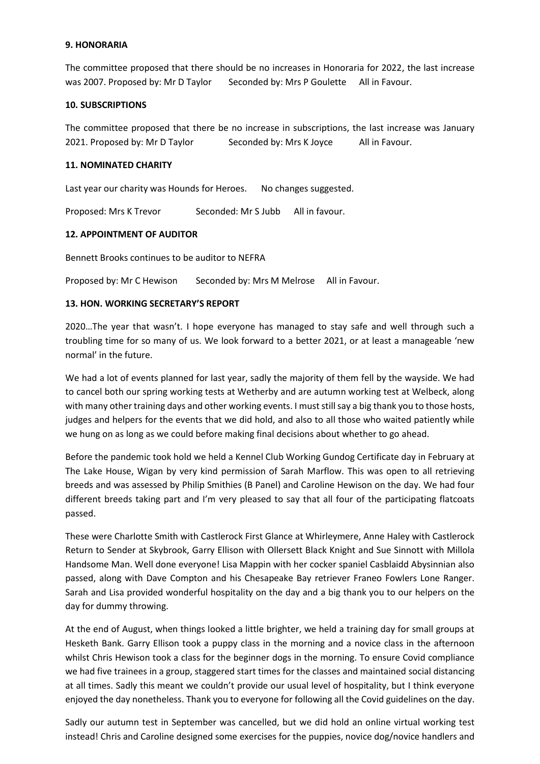**9. HONORARIA**

The committee proposed that there should be no increases in Honoraria for 2022, the last increase was 2007. Proposed by: Mr D Taylor  Seconded by: Mrs P Goulette  All in Favour.

**10. SUBSCRIPTIONS**

The committee proposed that there be no increase in subscriptions, the last increase was January 2021. Proposed by: Mr D Taylor  Seconded by: Mrs K Joyce  All in Favour.

**11. NOMINATED CHARITY**

Last year our charity was Hounds for Heroes.  No changes suggested.

Proposed: Mrs K Trevor  Seconded: Mr S Jubb  All in favour.

**12. APPOINTMENT OF AUDITOR**

Bennett Brooks continues to be auditor to NEFRA

Proposed by: Mr C Hewison  Seconded by: Mrs M Melrose  All in Favour.

**13. HON. WORKING SECRETARY'S REPORT**

2020…The year that wasn't. I hope everyone has managed to stay safe and well through such a troubling time for so many of us. We look forward to a better 2021, or at least a manageable 'new normal' in the future.

We had a lot of events planned for last year, sadly the majority of them fell by the wayside. We had to cancel both our spring working tests at Wetherby and are autumn working test at Welbeck, along with many other training days and other working events. I must still say a big thank you to those hosts, judges and helpers for the events that we did hold, and also to all those who waited patiently while we hung on as long as we could before making final decisions about whether to go ahead.

Before the pandemic took hold we held a Kennel Club Working Gundog Certificate day in February at The Lake House, Wigan by very kind permission of Sarah Marflow. This was open to all retrieving breeds and was assessed by Philip Smithies (B Panel) and Caroline Hewison on the day. We had four different breeds taking part and I'm very pleased to say that all four of the participating flatcoats passed.

These were Charlotte Smith with Castlerock First Glance at Whirleymere, Anne Haley with Castlerock Return to Sender at Skybrook, Garry Ellison with Ollersett Black Knight and Sue Sinnott with Millola Handsome Man. Well done everyone! Lisa Mappin with her cocker spaniel Casblaidd Abysinnian also passed, along with Dave Compton and his Chesapeake Bay retriever Franeo Fowlers Lone Ranger. Sarah and Lisa provided wonderful hospitality on the day and a big thank you to our helpers on the day for dummy throwing.

At the end of August, when things looked a little brighter, we held a training day for small groups at Hesketh Bank. Garry Ellison took a puppy class in the morning and a novice class in the afternoon whilst Chris Hewison took a class for the beginner dogs in the morning. To ensure Covid compliance we had five trainees in a group, staggered start times for the classes and maintained social distancing at all times. Sadly this meant we couldn't provide our usual level of hospitality, but I think everyone enjoyed the day nonetheless. Thank you to everyone for following all the Covid guidelines on the day.

Sadly our autumn test in September was cancelled, but we did hold an online virtual working test instead! Chris and Caroline designed some exercises for the puppies, novice dog/novice handlers and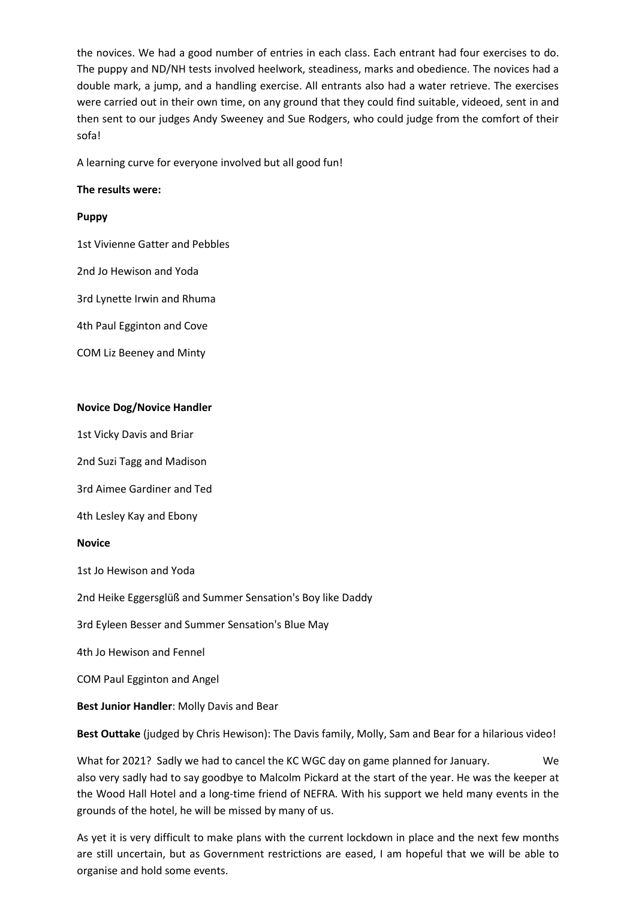the novices. We had a good number of entries in each class. Each entrant had four exercises to do. The puppy and ND/NH tests involved heelwork, steadiness, marks and obedience. The novices had a double mark, a jump, and a handling exercise. All entrants also had a water retrieve. The exercises were carried out in their own time, on any ground that they could find suitable, videoed, sent in and then sent to our judges Andy Sweeney and Sue Rodgers, who could judge from the comfort of their sofa!

A learning curve for everyone involved but all good fun!

**The results were:**

**Puppy**

1st Vivienne Gatter and Pebbles

2nd Jo Hewison and Yoda

3rd Lynette Irwin and Rhuma

4th Paul Egginton and Cove

COM Liz Beeney and Minty

**Novice Dog/Novice Handler**

1st Vicky Davis and Briar

2nd Suzi Tagg and Madison

3rd Aimee Gardiner and Ted

4th Lesley Kay and Ebony

**Novice**

1st Jo Hewison and Yoda

2nd Heike Eggersglüß and Summer Sensation's Boy like Daddy

3rd Eyleen Besser and Summer Sensation's Blue May

4th Jo Hewison and Fennel

COM Paul Egginton and Angel

**Best Junior Handler**: Molly Davis and Bear

**Best Outtake** (judged by Chris Hewison): The Davis family, Molly, Sam and Bear for a hilarious video!

What for 2021? Sadly we had to cancel the KC WGC day on game planned for January. We also very sadly had to say goodbye to Malcolm Pickard at the start of the year. He was the keeper at the Wood Hall Hotel and a long-time friend of NEFRA. With his support we held many events in the grounds of the hotel, he will be missed by many of us.

As yet it is very difficult to make plans with the current lockdown in place and the next few months are still uncertain, but as Government restrictions are eased, I am hopeful that we will be able to organise and hold some events.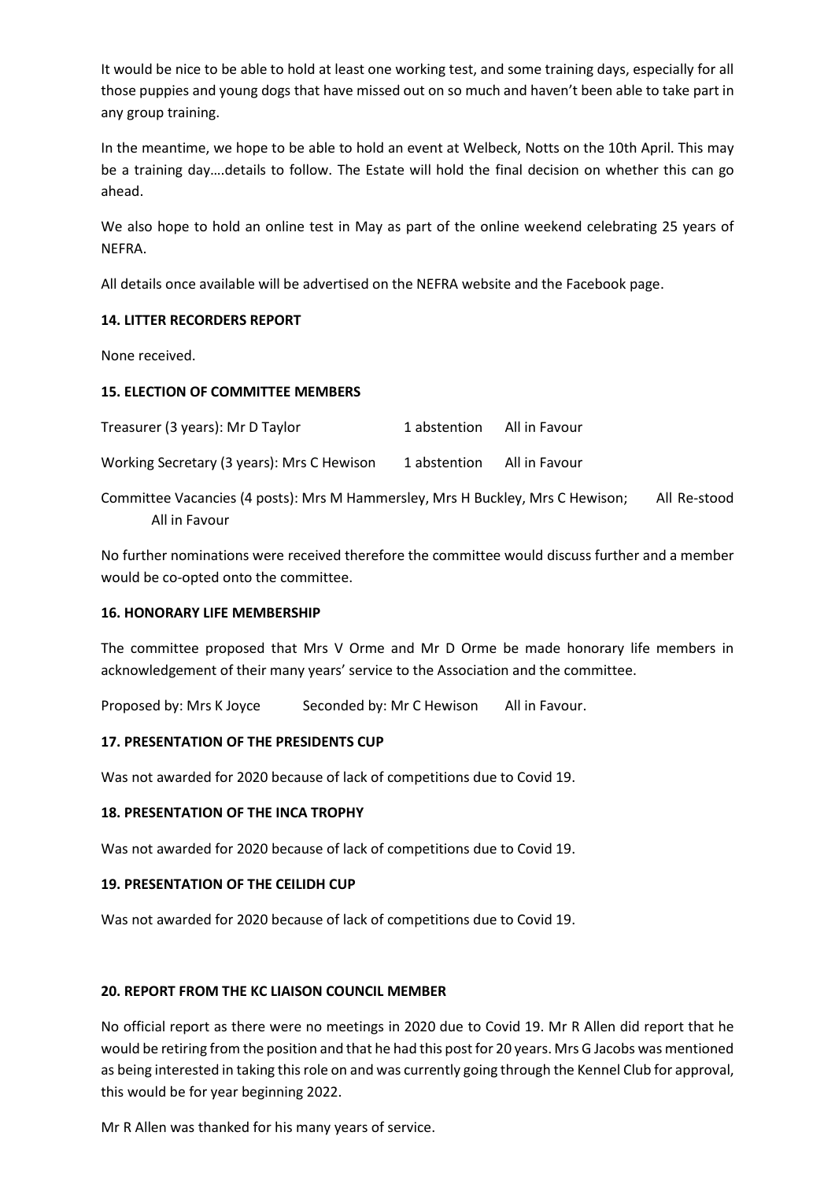It would be nice to be able to hold at least one working test, and some training days, especially for all those puppies and young dogs that have missed out on so much and haven't been able to take part in any group training.

In the meantime, we hope to be able to hold an event at Welbeck, Notts on the 10th April. This may be a training day….details to follow. The Estate will hold the final decision on whether this can go ahead.

We also hope to hold an online test in May as part of the online weekend celebrating 25 years of NEFRA.

All details once available will be advertised on the NEFRA website and the Facebook page.

**14. LITTER RECORDERS REPORT**

None received.

**15. ELECTION OF COMMITTEE MEMBERS**

Treasurer (3 years): Mr D Taylor 1 abstention All in Favour

Working Secretary (3 years): Mrs C Hewison 1 abstention All in Favour

Committee Vacancies (4 posts): Mrs M Hammersley, Mrs H Buckley, Mrs C Hewison; All Re-stood All in Favour

No further nominations were received therefore the committee would discuss further and a member would be co-opted onto the committee.

**16. HONORARY LIFE MEMBERSHIP**

The committee proposed that Mrs V Orme and Mr D Orme be made honorary life members in acknowledgement of their many years' service to the Association and the committee.

Proposed by: Mrs K Joyce Seconded by: Mr C Hewison All in Favour.

**17. PRESENTATION OF THE PRESIDENTS CUP**

Was not awarded for 2020 because of lack of competitions due to Covid 19.

**18. PRESENTATION OF THE INCA TROPHY**

Was not awarded for 2020 because of lack of competitions due to Covid 19.

**19. PRESENTATION OF THE CEILIDH CUP**

Was not awarded for 2020 because of lack of competitions due to Covid 19.

**20. REPORT FROM THE KC LIAISON COUNCIL MEMBER**

No official report as there were no meetings in 2020 due to Covid 19. Mr R Allen did report that he would be retiring from the position and that he had this post for 20 years. Mrs G Jacobs was mentioned as being interested in taking this role on and was currently going through the Kennel Club for approval, this would be for year beginning 2022.

Mr R Allen was thanked for his many years of service.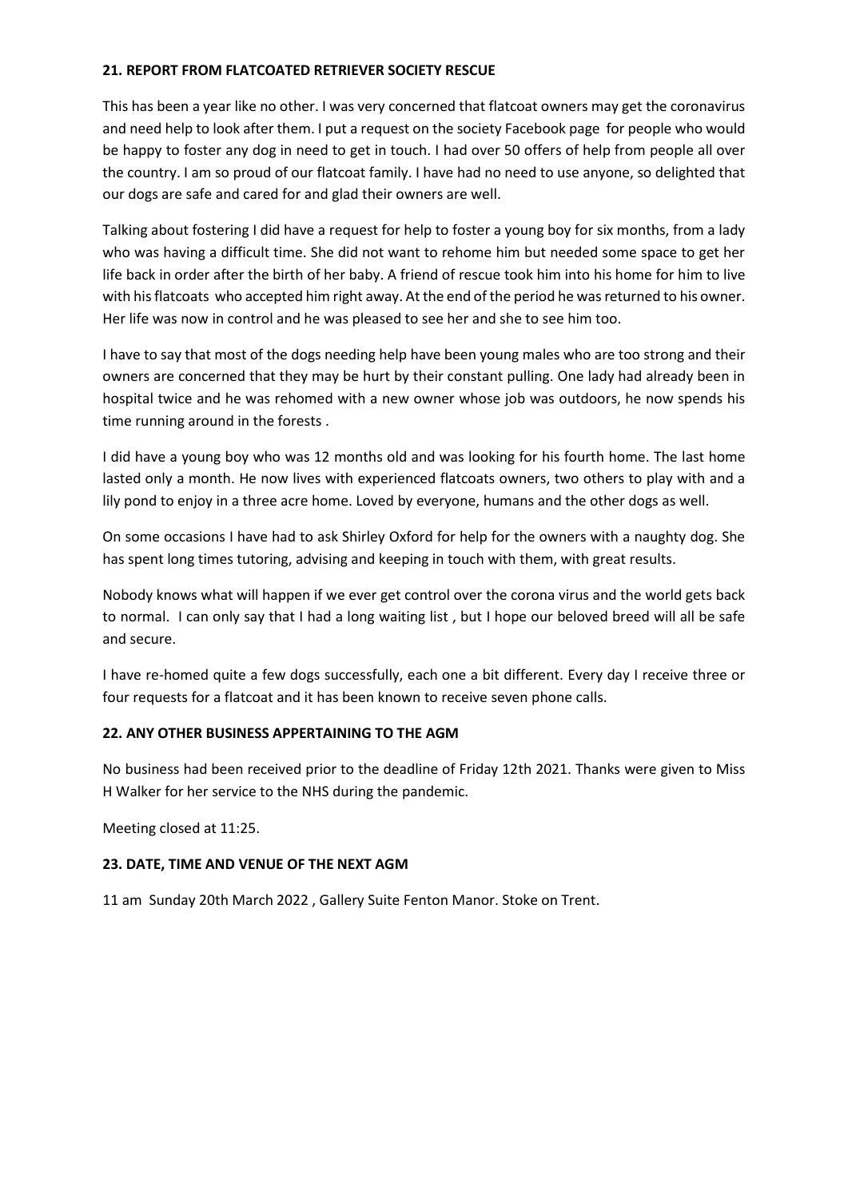**21. REPORT FROM FLATCOATED RETRIEVER SOCIETY RESCUE**

This has been a year like no other. I was very concerned that flatcoat owners may get the coronavirus and need help to look after them. I put a request on the society Facebook page for people who would be happy to foster any dog in need to get in touch. I had over 50 offers of help from people all over the country. I am so proud of our flatcoat family. I have had no need to use anyone, so delighted that our dogs are safe and cared for and glad their owners are well.

Talking about fostering I did have a request for help to foster a young boy for six months, from a lady who was having a difficult time. She did not want to rehome him but needed some space to get her life back in order after the birth of her baby. A friend of rescue took him into his home for him to live with his flatcoats who accepted him right away. At the end of the period he was returned to his owner. Her life was now in control and he was pleased to see her and she to see him too.

I have to say that most of the dogs needing help have been young males who are too strong and their owners are concerned that they may be hurt by their constant pulling. One lady had already been in hospital twice and he was rehomed with a new owner whose job was outdoors, he now spends his time running around in the forests .

I did have a young boy who was 12 months old and was looking for his fourth home. The last home lasted only a month. He now lives with experienced flatcoats owners, two others to play with and a lily pond to enjoy in a three acre home. Loved by everyone, humans and the other dogs as well.

On some occasions I have had to ask Shirley Oxford for help for the owners with a naughty dog. She has spent long times tutoring, advising and keeping in touch with them, with great results.

Nobody knows what will happen if we ever get control over the corona virus and the world gets back to normal. I can only say that I had a long waiting list , but I hope our beloved breed will all be safe and secure.

I have re-homed quite a few dogs successfully, each one a bit different. Every day I receive three or four requests for a flatcoat and it has been known to receive seven phone calls.

**22. ANY OTHER BUSINESS APPERTAINING TO THE AGM**

No business had been received prior to the deadline of Friday 12th 2021. Thanks were given to Miss H Walker for her service to the NHS during the pandemic.

Meeting closed at 11:25.

**23. DATE, TIME AND VENUE OF THE NEXT AGM**

11 am Sunday 20th March 2022 , Gallery Suite Fenton Manor. Stoke on Trent.